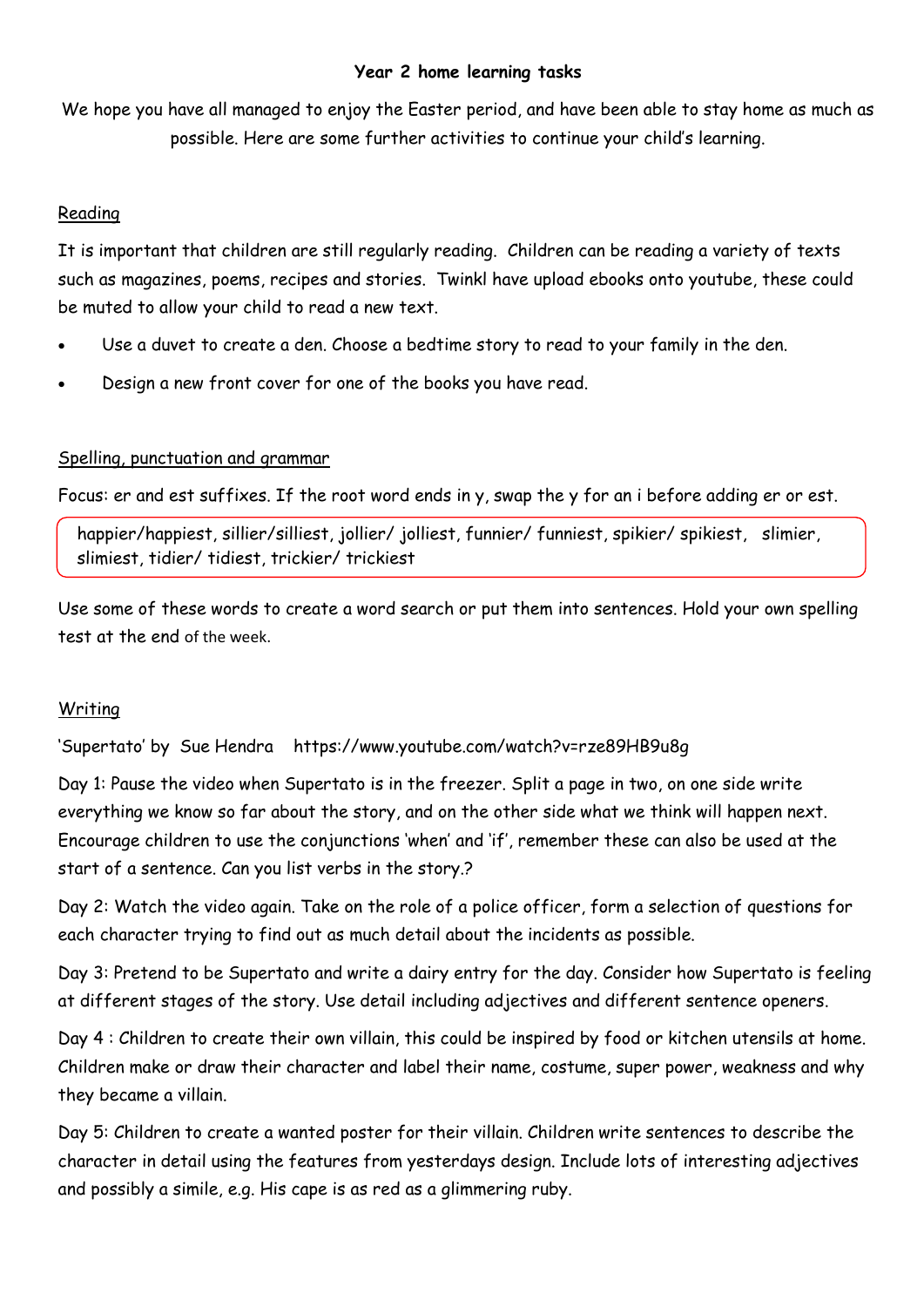# Year 2 home learning tasks

We hope you have all managed to enjoy the Easter period, and have been able to stay home as much as possible. Here are some further activities to continue your child's learning.

## Reading

It is important that children are still regularly reading. Children can be reading a variety of texts such as magazines, poems, recipes and stories. Twinkl have upload ebooks onto youtube, these could be muted to allow your child to read a new text.

- Use a duvet to create a den. Choose a bedtime story to read to your family in the den.
- Design a new front cover for one of the books you have read.

## Spelling, punctuation and grammar

Focus: er and est suffixes. If the root word ends in y, swap the y for an i before adding er or est.

happier/happiest, sillier/silliest, jollier/ jolliest, funnier/ funniest, spikier/ spikiest, slimier, slimiest, tidier/ tidiest, trickier/ trickiest

Use some of these words to create a word search or put them into sentences. Hold your own spelling test at the end of the week.

## Writing

'Supertato' by Sue Hendra https://www.youtube.com/watch?v=rze89HB9u8g

Day 1: Pause the video when Supertato is in the freezer. Split a page in two, on one side write everything we know so far about the story, and on the other side what we think will happen next. Encourage children to use the conjunctions 'when' and 'if', remember these can also be used at the start of a sentence. Can you list verbs in the story.?

Day 2: Watch the video again. Take on the role of a police officer, form a selection of questions for each character trying to find out as much detail about the incidents as possible.

Day 3: Pretend to be Supertato and write a dairy entry for the day. Consider how Supertato is feeling at different stages of the story. Use detail including adjectives and different sentence openers.

Day 4 : Children to create their own villain, this could be inspired by food or kitchen utensils at home. Children make or draw their character and label their name, costume, super power, weakness and why they became a villain.

Day 5: Children to create a wanted poster for their villain. Children write sentences to describe the character in detail using the features from yesterdays design. Include lots of interesting adjectives and possibly a simile, e.g. His cape is as red as a glimmering ruby.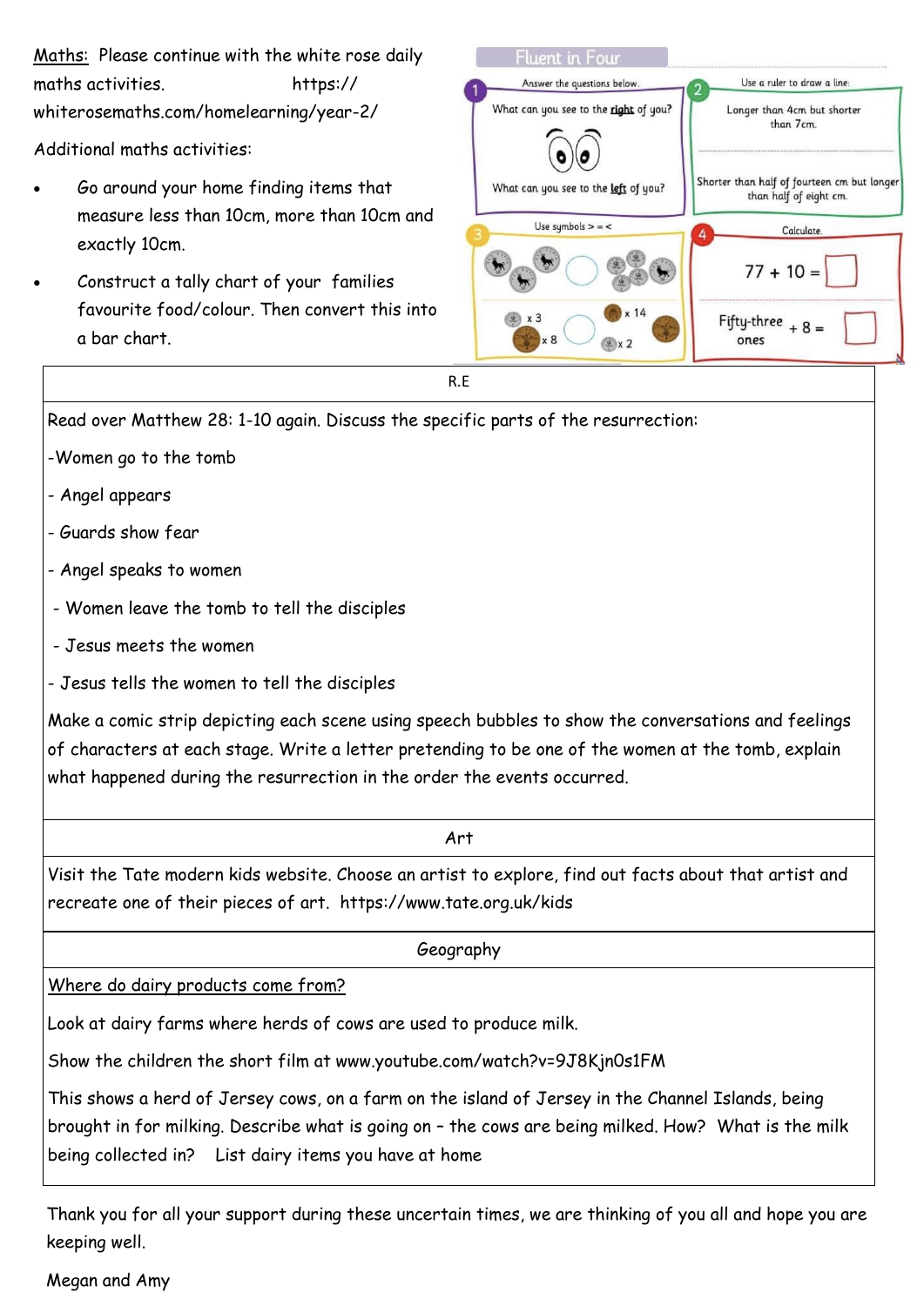Maths: Please continue with the white rose daily maths activities. https://whiterosemaths.com/homelearning/year-2/

Additional maths activities:

- Go around your home finding items that measure less than 10cm, more than 10cm and exactly 10cm.
- Construct a tally chart of your families favourite food/colour. Then convert this into a bar chart.

Fluent in Four

1. Answer the questions below.
   What can you see to the **right** of you?
   What can you see to the **left** of you?

2. Use a ruler to draw a line:
   Longer than 4cm but shorter than 7cm.
   Shorter than half of fourteen cm but longer than half of eight cm.

3. Use symbols > = <
   x 3  x 14
   x 8  x 2

4. Calculate.
   77 + 10 = ☐
   Fifty-three ones + 8 = ☐

| R.E |
|---|
| Read over Matthew 28: 1-10 again. Discuss the specific parts of the resurrection:<br>-Women go to the tomb<br>- Angel appears<br>- Guards show fear<br>- Angel speaks to women<br>- Women leave the tomb to tell the disciples<br>- Jesus meets the women<br>- Jesus tells the women to tell the disciples<br>Make a comic strip depicting each scene using speech bubbles to show the conversations and feelings of characters at each stage. Write a letter pretending to be one of the women at the tomb, explain what happened during the resurrection in the order the events occurred. |
| **Art** |
| Visit the Tate modern kids website. Choose an artist to explore, find out facts about that artist and recreate one of their pieces of art. https://www.tate.org.uk/kids |
| **Geography** |
| Where do dairy products come from?<br>Look at dairy farms where herds of cows are used to produce milk.<br>Show the children the short film at www.youtube.com/watch?v=9J8Kjn0s1FM<br>This shows a herd of Jersey cows, on a farm on the island of Jersey in the Channel Islands, being brought in for milking. Describe what is going on – the cows are being milked. How? What is the milk being collected in? List dairy items you have at home |

Thank you for all your support during these uncertain times, we are thinking of you all and hope you are keeping well.

Megan and Amy